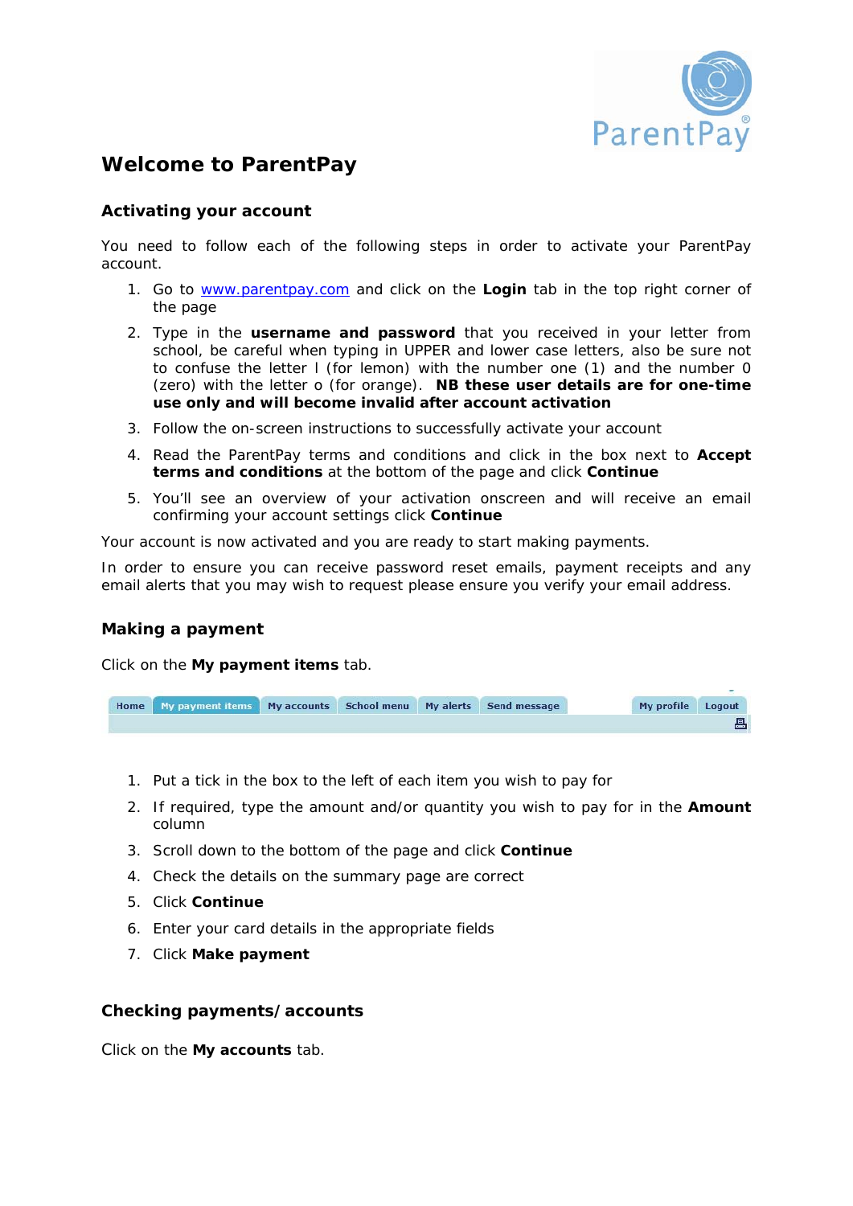# Welcome to ParentPay

## Activating your account

You need to follow each of the following steps in order to activate your ParentPay account.

1. Go to [www.parentpay.com](http://www.parentpay.com) and click on the **Login** tab in the top right corner of the page
2. Type in the **username and password** that you received in your letter from school, be careful when typing in UPPER and lower case letters, also be sure not to confuse the letter l (for lemon) with the number one (1) and the number 0 (zero) with the letter o (for orange). **NB these user details are for one-time use only and will become invalid after account activation**
3. Follow the on-screen instructions to successfully activate your account
4. Read the ParentPay terms and conditions and click in the box next to **Accept terms and conditions** at the bottom of the page and click **Continue**
5. You'll see an overview of your activation onscreen and will receive an email confirming your account settings click **Continue**

Your account is now activated and you are ready to start making payments.

In order to ensure you can receive password reset emails, payment receipts and any email alerts that you may wish to request please ensure you verify your email address.

## Making a payment

Click on the **My payment items** tab.

Home | My payment items | My accounts | School menu | My alerts | Send message | My profile | Logout

1. Put a tick in the box to the left of each item you wish to pay for
2. If required, type the amount and/or quantity you wish to pay for in the **Amount** column
3. Scroll down to the bottom of the page and click **Continue**
4. Check the details on the summary page are correct
5. Click **Continue**
6. Enter your card details in the appropriate fields
7. Click **Make payment**

## Checking payments/accounts

Click on the **My accounts** tab.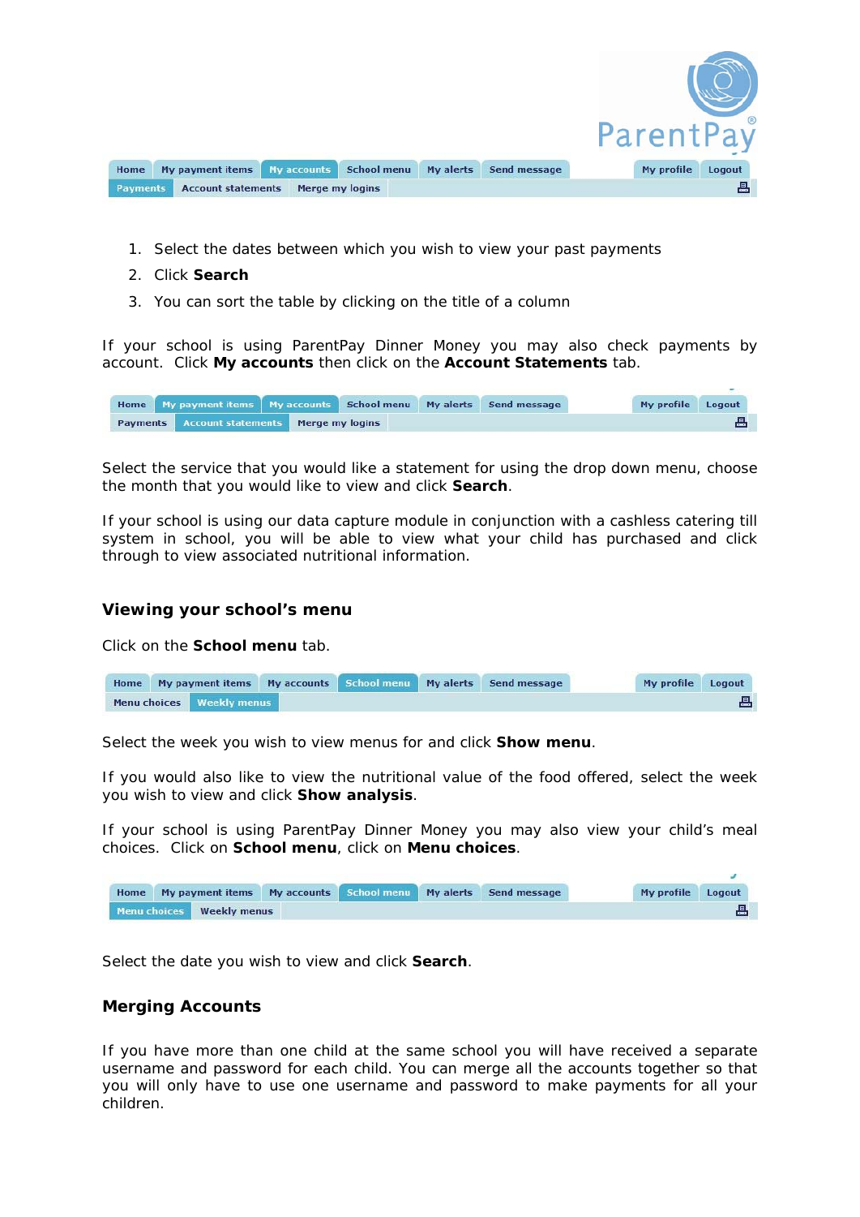Home | My payment items | My accounts | School menu | My alerts | Send message | My profile | Logout

Payments | Account statements | Merge my logins

1. Select the dates between which you wish to view your past payments
2. Click **Search**
3. You can sort the table by clicking on the title of a column

If your school is using ParentPay Dinner Money you may also check payments by account. Click **My accounts** then click on the **Account Statements** tab.

Home | My payment items | My accounts | School menu | My alerts | Send message | My profile | Logout

Payments | Account statements | Merge my logins

Select the service that you would like a statement for using the drop down menu, choose the month that you would like to view and click **Search**.

If your school is using our data capture module in conjunction with a cashless catering till system in school, you will be able to view what your child has purchased and click through to view associated nutritional information.

### Viewing your school's menu

Click on the **School menu** tab.

Home | My payment items | My accounts | School menu | My alerts | Send message | My profile | Logout

Menu choices | Weekly menus

Select the week you wish to view menus for and click **Show menu**.

If you would also like to view the nutritional value of the food offered, select the week you wish to view and click **Show analysis**.

If your school is using ParentPay Dinner Money you may also view your child's meal choices. Click on **School menu**, click on **Menu choices**.

Home | My payment items | My accounts | School menu | My alerts | Send message | My profile | Logout

Menu choices | Weekly menus

Select the date you wish to view and click **Search**.

### Merging Accounts

If you have more than one child at the same school you will have received a separate username and password for each child. You can merge all the accounts together so that you will only have to use one username and password to make payments for all your children.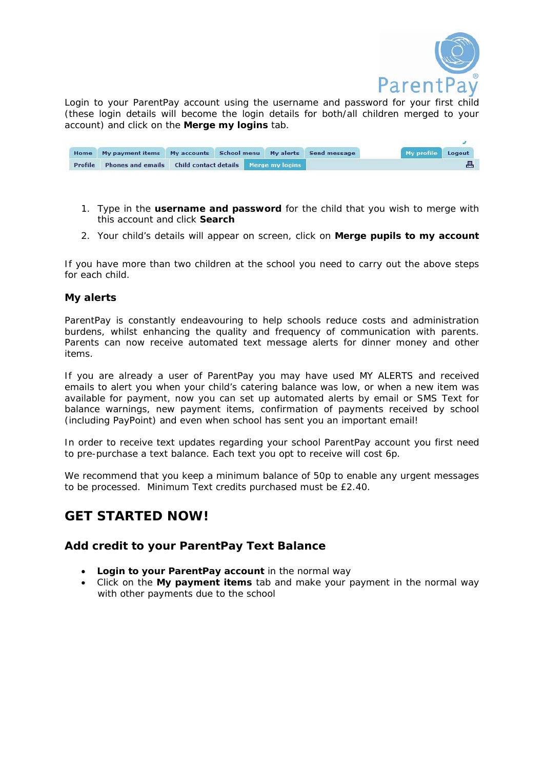Login to your ParentPay account using the username and password for your first child (these login details will become the login details for both/all children merged to your account) and click on the **Merge my logins** tab.

| Home | My payment items | My accounts | School menu | My alerts | Send message | My profile | Logout |
|---|---|---|---|---|---|---|---|
| Profile | Phones and emails | Child contact details | Merge my logins | | | | |

1. Type in the **username and password** for the child that you wish to merge with this account and click **Search**
2. Your child's details will appear on screen, click on **Merge pupils to my account**

If you have more than two children at the school you need to carry out the above steps for each child.

### My alerts

ParentPay is constantly endeavouring to help schools reduce costs and administration burdens, whilst enhancing the quality and frequency of communication with parents. Parents can now receive automated text message alerts for dinner money and other items.

If you are already a user of ParentPay you may have used MY ALERTS and received emails to alert you when your child's catering balance was low, or when a new item was available for payment, now you can set up automated alerts by email or SMS Text for balance warnings, new payment items, confirmation of payments received by school (including PayPoint) and even when school has sent you an important email!

In order to receive text updates regarding your school ParentPay account you first need to pre-purchase a text balance. Each text you opt to receive will cost 6p.

We recommend that you keep a minimum balance of 50p to enable any urgent messages to be processed. Minimum Text credits purchased must be £2.40.

## GET STARTED NOW!

### Add credit to your ParentPay Text Balance

- **Login to your ParentPay account** in the normal way
- Click on the **My payment items** tab and make your payment in the normal way with other payments due to the school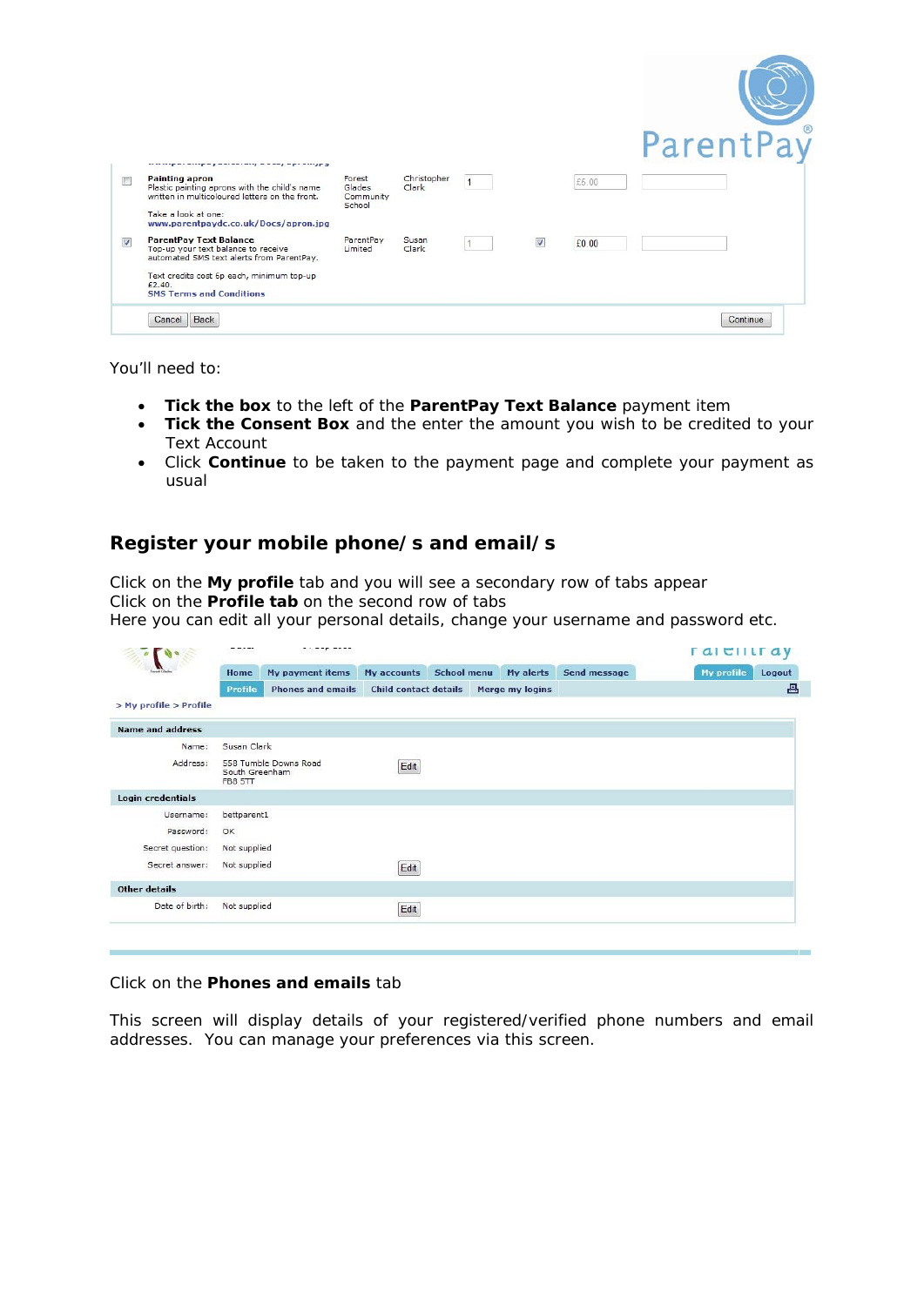You'll need to:

- **Tick the box** to the left of the **ParentPay Text Balance** payment item
- **Tick the Consent Box** and the enter the amount you wish to be credited to your Text Account
- Click **Continue** to be taken to the payment page and complete your payment as usual

## Register your mobile phone/s and email/s

Click on the **My profile** tab and you will see a secondary row of tabs appear
Click on the **Profile tab** on the second row of tabs
Here you can edit all your personal details, change your username and password etc.

Click on the **Phones and emails** tab

This screen will display details of your registered/verified phone numbers and email addresses. You can manage your preferences via this screen.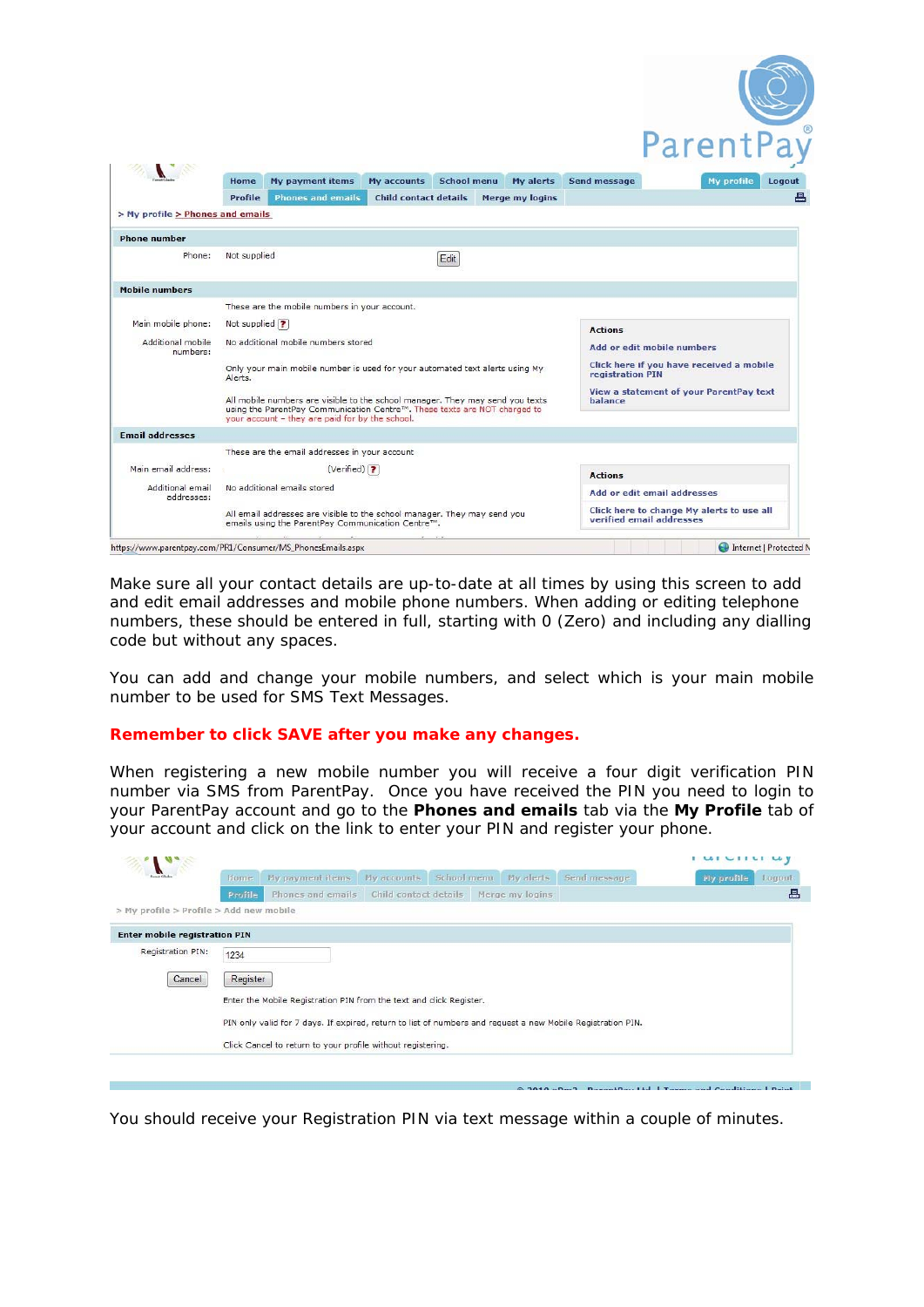Make sure all your contact details are up-to-date at all times by using this screen to add and edit email addresses and mobile phone numbers. When adding or editing telephone numbers, these should be entered in full, starting with 0 (Zero) and including any dialling code but without any spaces.

You can add and change your mobile numbers, and select which is your main mobile number to be used for SMS Text Messages.

**Remember to click SAVE after you make any changes.**

When registering a new mobile number you will receive a four digit verification PIN number via SMS from ParentPay. Once you have received the PIN you need to login to your ParentPay account and go to the **Phones and emails** tab via the **My Profile** tab of your account and click on the link to enter your PIN and register your phone.

You should receive your Registration PIN via text message within a couple of minutes.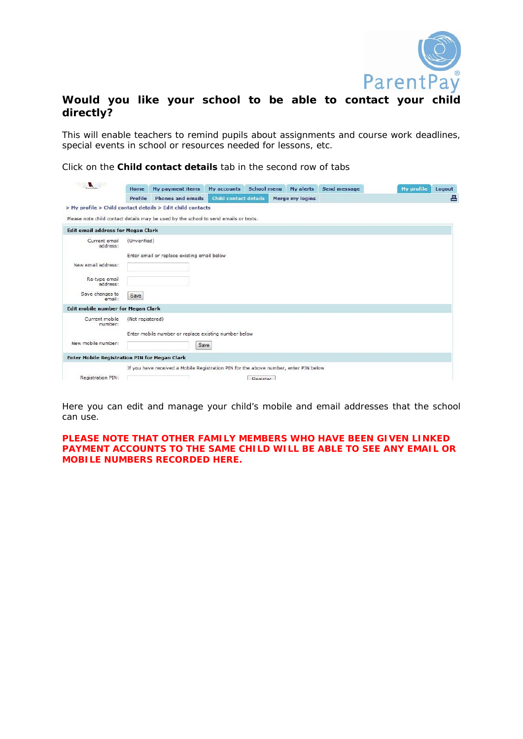**Would you like your school to be able to contact your child directly?**

This will enable teachers to remind pupils about assignments and course work deadlines, special events in school or resources needed for lessons, etc.

Click on the **Child contact details** tab in the second row of tabs

Home | My payment items | My accounts | School menu | My alerts | Send message | My profile | Logout

Profile | Phones and emails | Child contact details | Merge my logins

> My profile > Child contact details > Edit child contacts

Please note child contact details may be used by the school to send emails or texts.

**Edit email address for Megan Clark**

Current email address: (Unverified)

Enter email or replace existing email below

New email address:

Re-type email address:

Save changes to email: Save

**Edit mobile number for Megan Clark**

Current mobile number: (Not registered)

Enter mobile number or replace existing number below

New mobile number: Save

**Enter Mobile Registration PIN for Megan Clark**

If you have received a Mobile Registration PIN for the above number, enter PIN below

Registration PIN: Register

Here you can edit and manage your child's mobile and email addresses that the school can use.

**PLEASE NOTE THAT OTHER FAMILY MEMBERS WHO HAVE BEEN GIVEN LINKED PAYMENT ACCOUNTS TO THE SAME CHILD WILL BE ABLE TO SEE ANY EMAIL OR MOBILE NUMBERS RECORDED HERE.**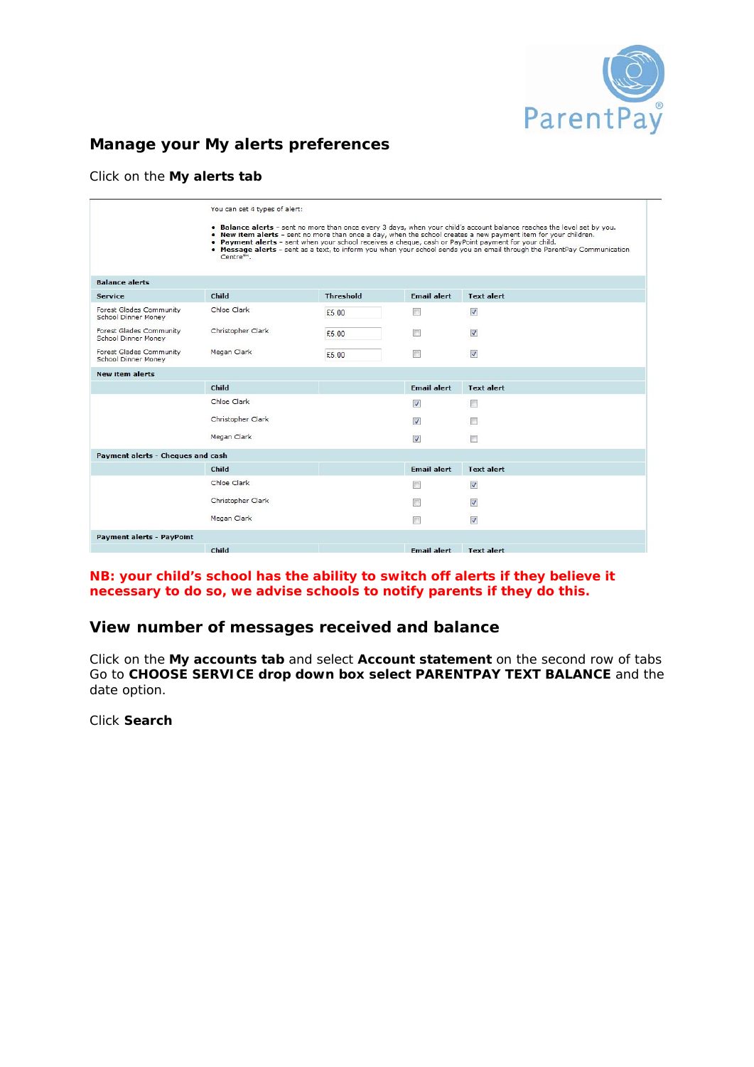## Manage your My alerts preferences

Click on the **My alerts tab**

You can set 4 types of alert:

- **Balance alerts** – sent no more than once every 3 days, when your child's account balance reaches the level set by you.
- **New item alerts** – sent no more than once a day, when the school creates a new payment item for your children.
- **Payment alerts** – sent when your school receives a cheque, cash or PayPoint payment for your child.
- **Message alerts** – sent as a text, to inform you when your school sends you an email through the ParentPay Communication Centre™.

| Balance alerts | | | | |
|---|---|---|---|---|
| **Service** | **Child** | **Threshold** | **Email alert** | **Text alert** |
| Forest Glades Community School Dinner Money | Chloe Clark | £5.00 | ☐ | ☑ |
| Forest Glades Community School Dinner Money | Christopher Clark | £5.00 | ☐ | ☑ |
| Forest Glades Community School Dinner Money | Megan Clark | £5.00 | ☐ | ☑ |
| **New item alerts** | | | | |
| | **Child** | | **Email alert** | **Text alert** |
| | Chloe Clark | | ☑ | ☐ |
| | Christopher Clark | | ☑ | ☐ |
| | Megan Clark | | ☑ | ☐ |
| **Payment alerts - Cheques and cash** | | | | |
| | **Child** | | **Email alert** | **Text alert** |
| | Chloe Clark | | ☐ | ☑ |
| | Christopher Clark | | ☐ | ☑ |
| | Megan Clark | | ☐ | ☑ |
| **Payment alerts - PayPoint** | | | | |
| | **Child** | | **Email alert** | **Text alert** |

**NB: your child's school has the ability to switch off alerts if they believe it necessary to do so, we advise schools to notify parents if they do this.**

## View number of messages received and balance

Click on the **My accounts tab** and select **Account statement** on the second row of tabs
Go to **CHOOSE SERVICE drop down box select PARENTPAY TEXT BALANCE** and the date option.

Click **Search**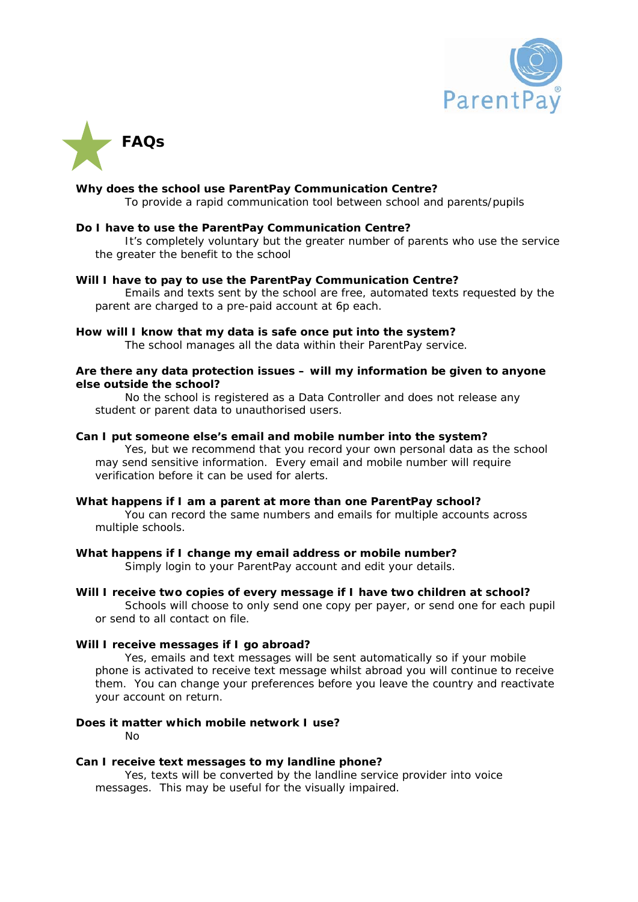# FAQs

**Why does the school use ParentPay Communication Centre?**

To provide a rapid communication tool between school and parents/pupils

**Do I have to use the ParentPay Communication Centre?**

It's completely voluntary but the greater number of parents who use the service the greater the benefit to the school

**Will I have to pay to use the ParentPay Communication Centre?**

Emails and texts sent by the school are free, automated texts requested by the parent are charged to a pre-paid account at 6p each.

**How will I know that my data is safe once put into the system?**

The school manages all the data within their ParentPay service.

**Are there any data protection issues – will my information be given to anyone else outside the school?**

No the school is registered as a Data Controller and does not release any student or parent data to unauthorised users.

**Can I put someone else's email and mobile number into the system?**

Yes, but we recommend that you record your own personal data as the school may send sensitive information. Every email and mobile number will require verification before it can be used for alerts.

**What happens if I am a parent at more than one ParentPay school?**

You can record the same numbers and emails for multiple accounts across multiple schools.

**What happens if I change my email address or mobile number?**

Simply login to your ParentPay account and edit your details.

**Will I receive two copies of every message if I have two children at school?**

Schools will choose to only send one copy per payer, or send one for each pupil or send to all contact on file.

**Will I receive messages if I go abroad?**

Yes, emails and text messages will be sent automatically so if your mobile phone is activated to receive text message whilst abroad you will continue to receive them. You can change your preferences before you leave the country and reactivate your account on return.

**Does it matter which mobile network I use?**

No

**Can I receive text messages to my landline phone?**

Yes, texts will be converted by the landline service provider into voice messages. This may be useful for the visually impaired.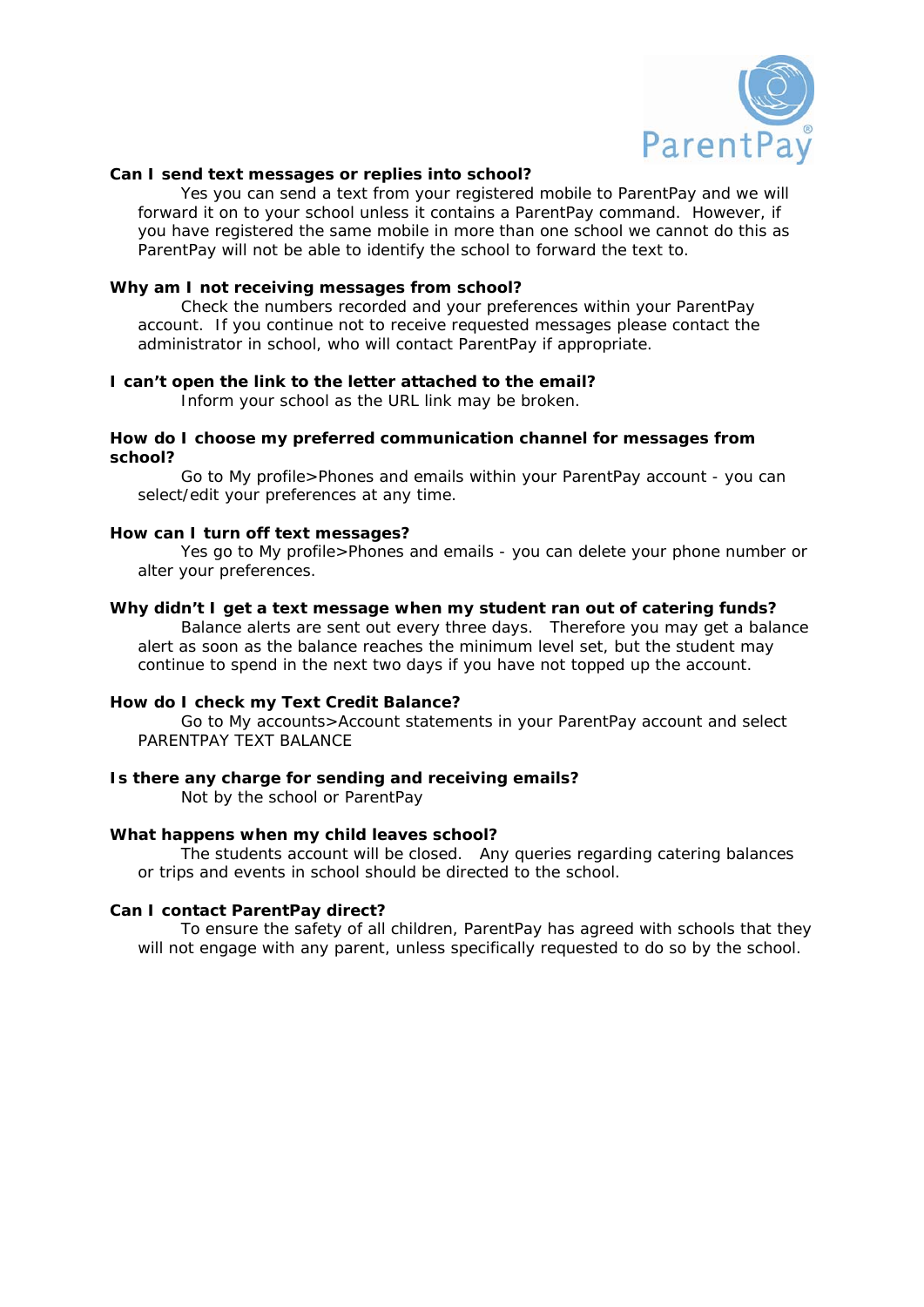**Can I send text messages or replies into school?**

Yes you can send a text from your registered mobile to ParentPay and we will forward it on to your school unless it contains a ParentPay command. However, if you have registered the same mobile in more than one school we cannot do this as ParentPay will not be able to identify the school to forward the text to.

**Why am I not receiving messages from school?**

Check the numbers recorded and your preferences within your ParentPay account. If you continue not to receive requested messages please contact the administrator in school, who will contact ParentPay if appropriate.

**I can't open the link to the letter attached to the email?**

Inform your school as the URL link may be broken.

**How do I choose my preferred communication channel for messages from school?**

Go to My profile>Phones and emails within your ParentPay account - you can select/edit your preferences at any time.

**How can I turn off text messages?**

Yes go to My profile>Phones and emails - you can delete your phone number or alter your preferences.

**Why didn't I get a text message when my student ran out of catering funds?**

Balance alerts are sent out every three days. Therefore you may get a balance alert as soon as the balance reaches the minimum level set, but the student may continue to spend in the next two days if you have not topped up the account.

**How do I check my Text Credit Balance?**

Go to My accounts>Account statements in your ParentPay account and select PARENTPAY TEXT BALANCE

**Is there any charge for sending and receiving emails?**

Not by the school or ParentPay

**What happens when my child leaves school?**

The students account will be closed. Any queries regarding catering balances or trips and events in school should be directed to the school.

**Can I contact ParentPay direct?**

To ensure the safety of all children, ParentPay has agreed with schools that they will not engage with any parent, unless specifically requested to do so by the school.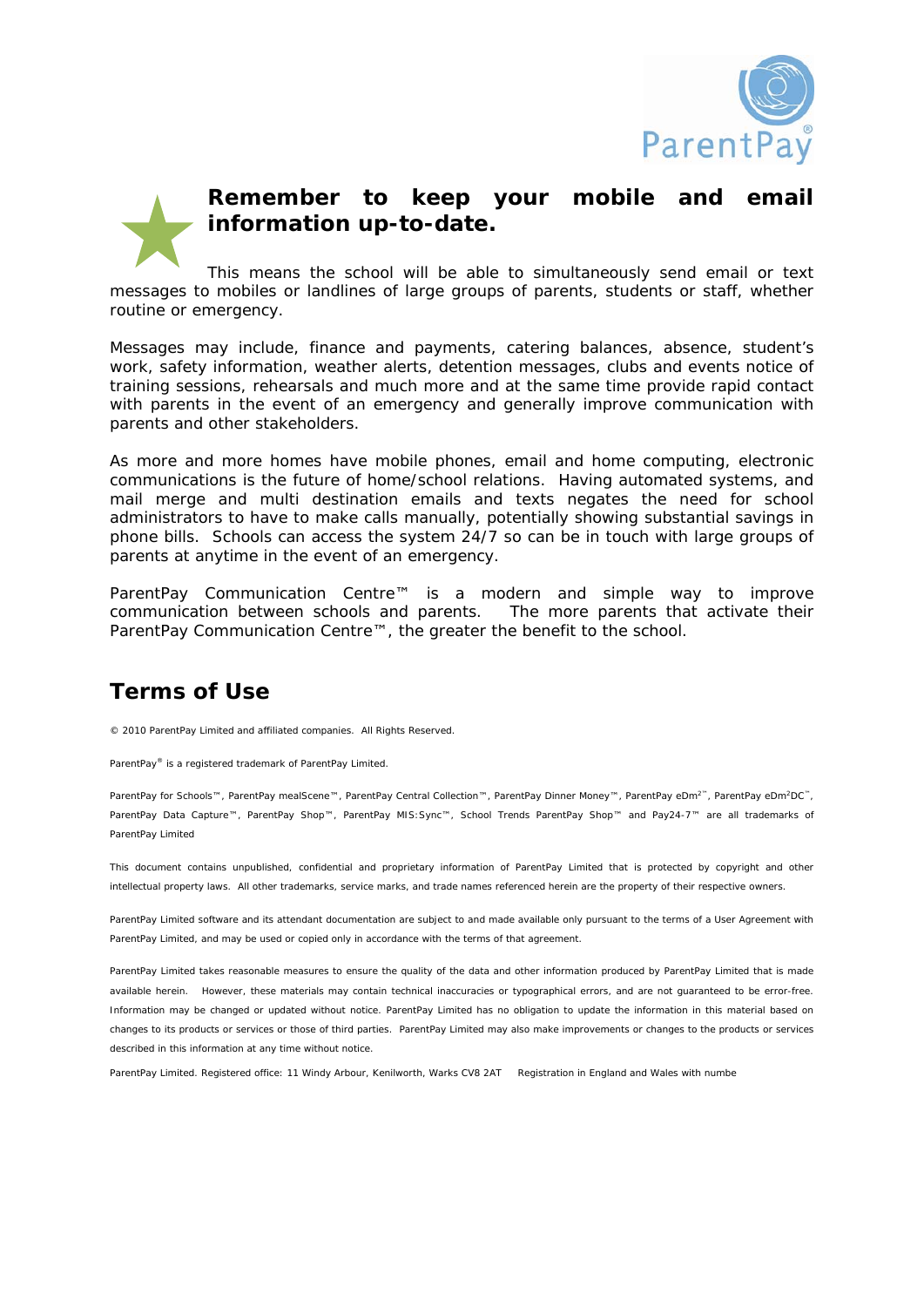## Remember to keep your mobile and email information up-to-date.

This means the school will be able to simultaneously send email or text messages to mobiles or landlines of large groups of parents, students or staff, whether routine or emergency.

Messages may include, finance and payments, catering balances, absence, student's work, safety information, weather alerts, detention messages, clubs and events notice of training sessions, rehearsals and much more and at the same time provide rapid contact with parents in the event of an emergency and generally improve communication with parents and other stakeholders.

As more and more homes have mobile phones, email and home computing, electronic communications is the future of home/school relations. Having automated systems, and mail merge and multi destination emails and texts negates the need for school administrators to have to make calls manually, potentially showing substantial savings in phone bills. Schools can access the system 24/7 so can be in touch with large groups of parents at anytime in the event of an emergency.

ParentPay Communication Centre™ is a modern and simple way to improve communication between schools and parents. The more parents that activate their ParentPay Communication Centre™, the greater the benefit to the school.

## Terms of Use

© 2010 ParentPay Limited and affiliated companies. All Rights Reserved.

ParentPay® is a registered trademark of ParentPay Limited.

ParentPay for Schools™, ParentPay mealScene™, ParentPay Central Collection™, ParentPay Dinner Money™, ParentPay eDm²™, ParentPay eDm²DC™, ParentPay Data Capture™, ParentPay Shop™, ParentPay MIS:Sync™, School Trends ParentPay Shop™ and Pay24-7™ are all trademarks of ParentPay Limited

This document contains unpublished, confidential and proprietary information of ParentPay Limited that is protected by copyright and other intellectual property laws. All other trademarks, service marks, and trade names referenced herein are the property of their respective owners.

ParentPay Limited software and its attendant documentation are subject to and made available only pursuant to the terms of a User Agreement with ParentPay Limited, and may be used or copied only in accordance with the terms of that agreement.

ParentPay Limited takes reasonable measures to ensure the quality of the data and other information produced by ParentPay Limited that is made available herein. However, these materials may contain technical inaccuracies or typographical errors, and are not guaranteed to be error-free. Information may be changed or updated without notice. ParentPay Limited has no obligation to update the information in this material based on changes to its products or services or those of third parties. ParentPay Limited may also make improvements or changes to the products or services described in this information at any time without notice.

ParentPay Limited. Registered office: 11 Windy Arbour, Kenilworth, Warks CV8 2AT Registration in England and Wales with numbe